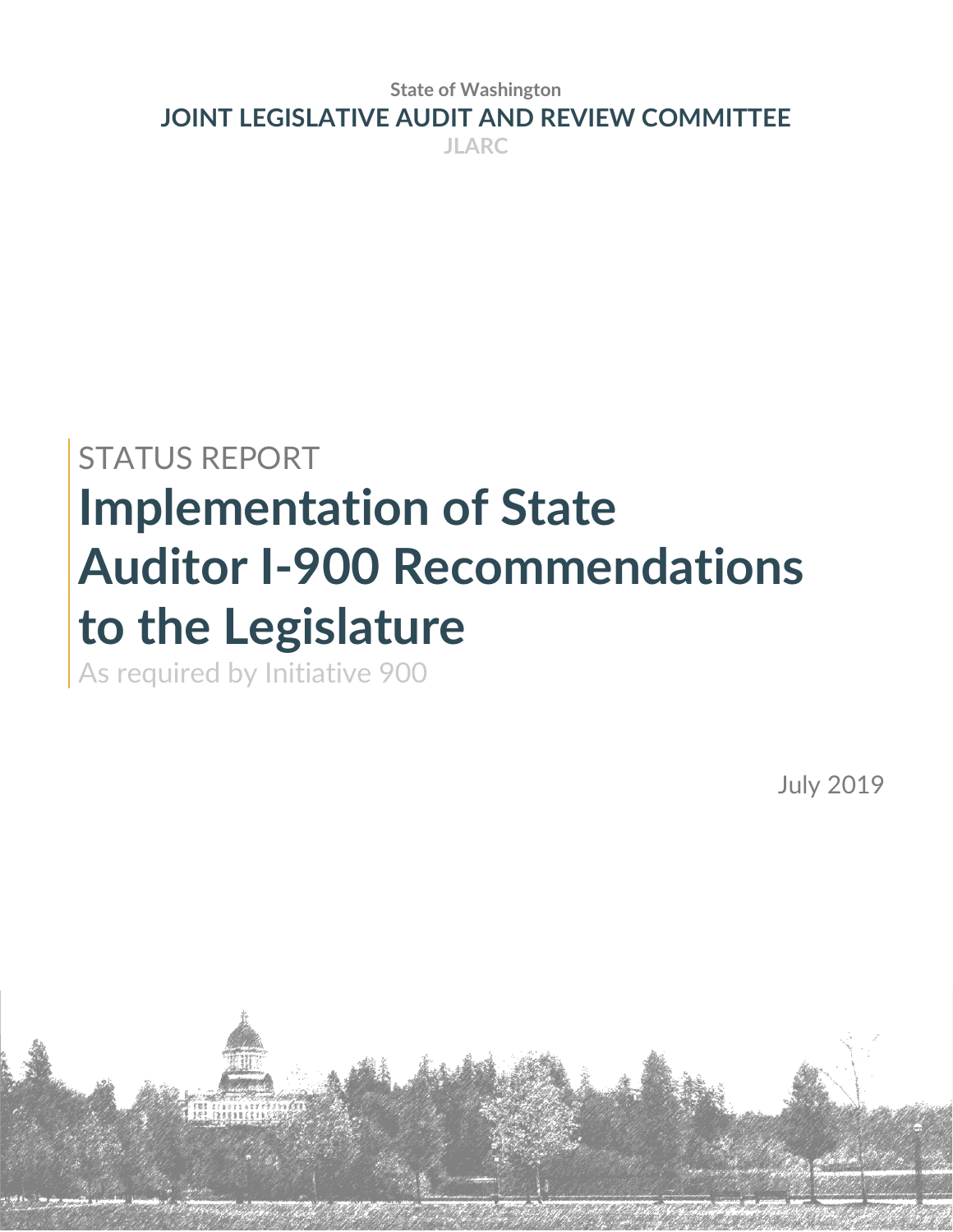State of Washington

**JOINT LEGISLATIVE AUDIT AND REVIEW COMMITTEE**

JLARC

STATUS REPORT

# Implementation of State Auditor I-900 Recommendations to the Legislature

As required by Initiative 900

July 2019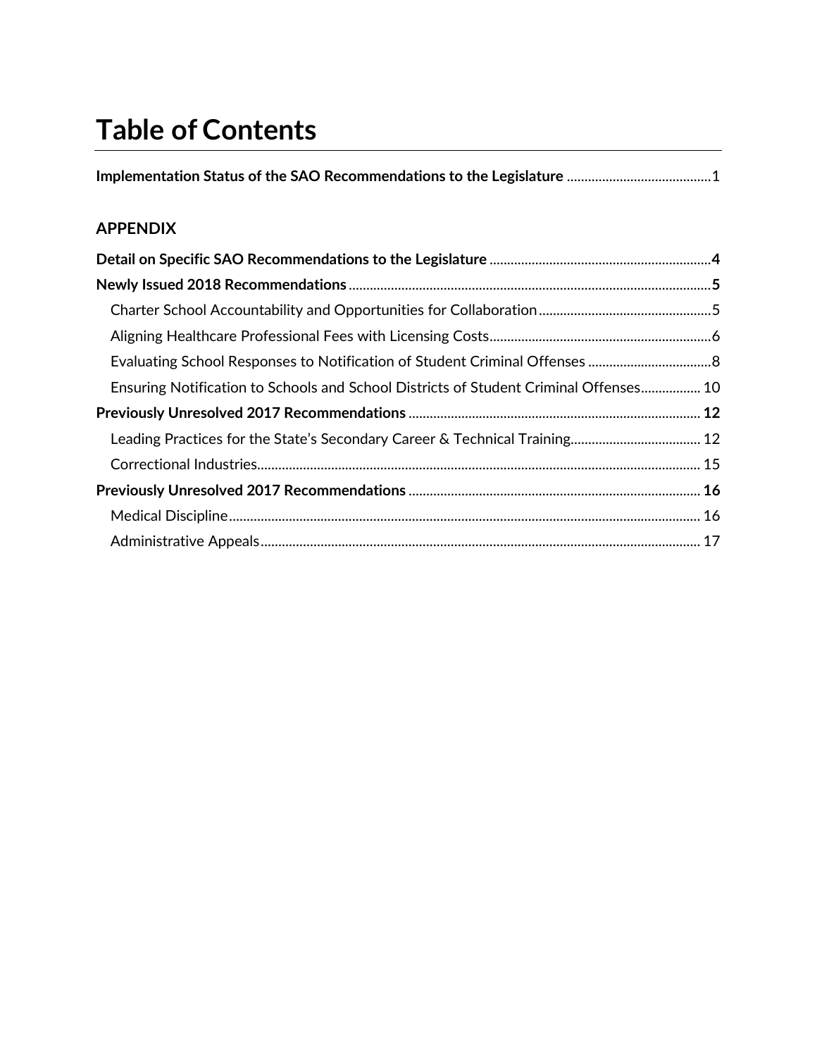# Table of Contents

**Implementation Status of the SAO Recommendations to the Legislature** ......................................... 1

## APPENDIX

**Detail on Specific SAO Recommendations to the Legislature** ............................................................ **4**

**Newly Issued 2018 Recommendations** ...................................................................................................... **5**

- Charter School Accountability and Opportunities for Collaboration ................................................ 5
- Aligning Healthcare Professional Fees with Licensing Costs ............................................................. 6
- Evaluating School Responses to Notification of Student Criminal Offenses .................................. 8
- Ensuring Notification to Schools and School Districts of Student Criminal Offenses ................. 10

**Previously Unresolved 2017 Recommendations** ................................................................................ **12**

- Leading Practices for the State's Secondary Career & Technical Training ..................................... 12
- Correctional Industries ........................................................................................................................... 15

**Previously Unresolved 2017 Recommendations** ................................................................................ **16**

- Medical Discipline .................................................................................................................................... 16
- Administrative Appeals ........................................................................................................................... 17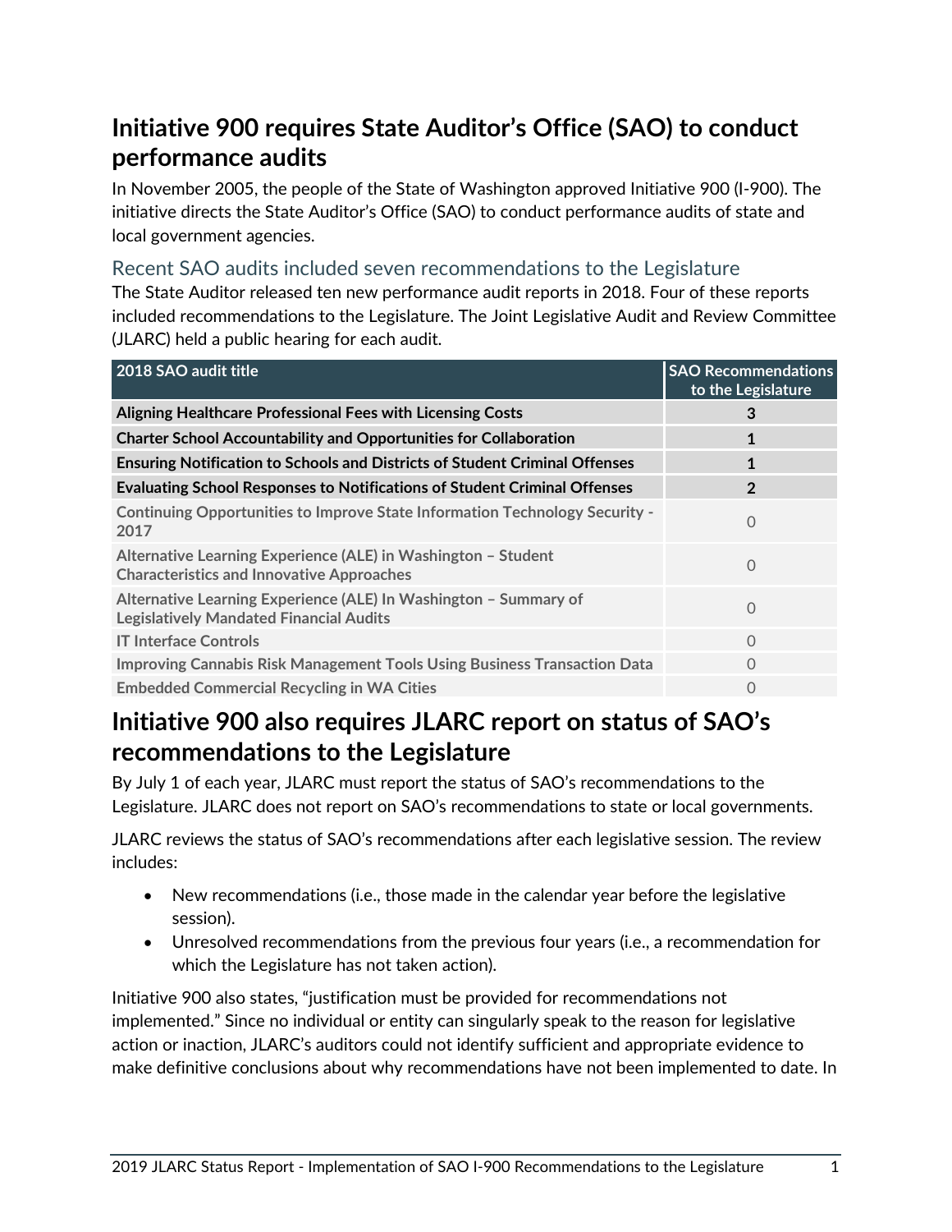## Initiative 900 requires State Auditor's Office (SAO) to conduct performance audits

In November 2005, the people of the State of Washington approved Initiative 900 (I-900). The initiative directs the State Auditor's Office (SAO) to conduct performance audits of state and local government agencies.

### Recent SAO audits included seven recommendations to the Legislature

The State Auditor released ten new performance audit reports in 2018. Four of these reports included recommendations to the Legislature. The Joint Legislative Audit and Review Committee (JLARC) held a public hearing for each audit.

| 2018 SAO audit title | SAO Recommendations to the Legislature |
|---|---|
| **Aligning Healthcare Professional Fees with Licensing Costs** | **3** |
| **Charter School Accountability and Opportunities for Collaboration** | **1** |
| **Ensuring Notification to Schools and Districts of Student Criminal Offenses** | **1** |
| **Evaluating School Responses to Notifications of Student Criminal Offenses** | **2** |
| Continuing Opportunities to Improve State Information Technology Security - 2017 | 0 |
| Alternative Learning Experience (ALE) in Washington – Student Characteristics and Innovative Approaches | 0 |
| Alternative Learning Experience (ALE) In Washington – Summary of Legislatively Mandated Financial Audits | 0 |
| IT Interface Controls | 0 |
| Improving Cannabis Risk Management Tools Using Business Transaction Data | 0 |
| Embedded Commercial Recycling in WA Cities | 0 |

## Initiative 900 also requires JLARC report on status of SAO's recommendations to the Legislature

By July 1 of each year, JLARC must report the status of SAO's recommendations to the Legislature. JLARC does not report on SAO's recommendations to state or local governments.

JLARC reviews the status of SAO's recommendations after each legislative session. The review includes:

- New recommendations (i.e., those made in the calendar year before the legislative session).
- Unresolved recommendations from the previous four years (i.e., a recommendation for which the Legislature has not taken action).

Initiative 900 also states, "justification must be provided for recommendations not implemented." Since no individual or entity can singularly speak to the reason for legislative action or inaction, JLARC's auditors could not identify sufficient and appropriate evidence to make definitive conclusions about why recommendations have not been implemented to date. In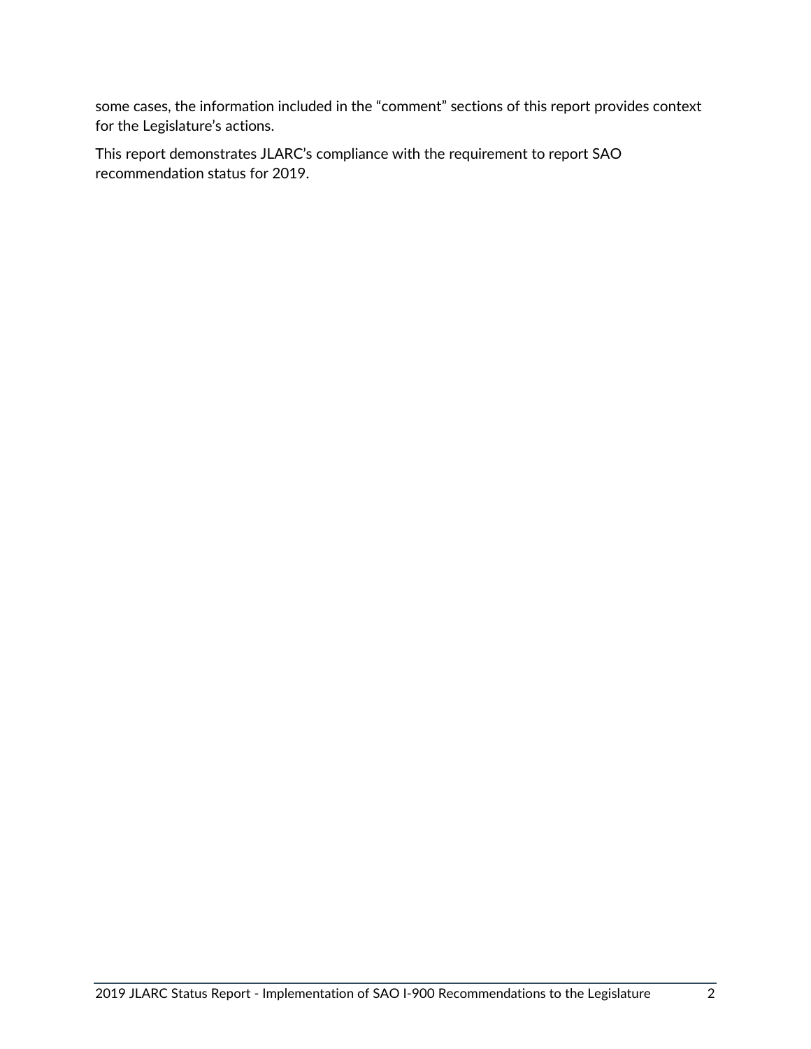some cases, the information included in the "comment" sections of this report provides context for the Legislature's actions.

This report demonstrates JLARC's compliance with the requirement to report SAO recommendation status for 2019.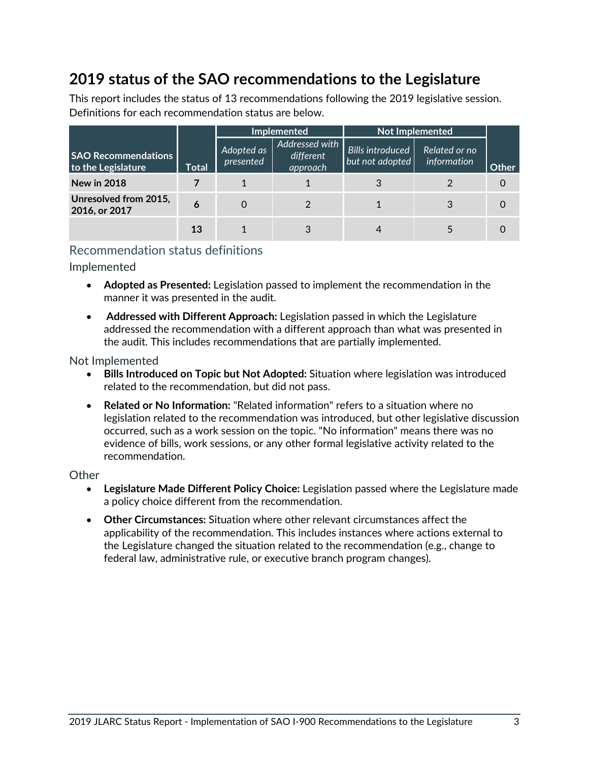## 2019 status of the SAO recommendations to the Legislature

This report includes the status of 13 recommendations following the 2019 legislative session. Definitions for each recommendation status are below.

| SAO Recommendations to the Legislature | Total | Implemented | | Not Implemented | | Other |
|---|---|---|---|---|---|---|
| | | *Adopted as presented* | *Addressed with different approach* | *Bills introduced but not adopted* | *Related or no information* | |
| **New in 2018** | **7** | 1 | 1 | 3 | 2 | 0 |
| **Unresolved from 2015, 2016, or 2017** | **6** | 0 | 2 | 1 | 3 | 0 |
| | **13** | 1 | 3 | 4 | 5 | 0 |

### Recommendation status definitions

#### Implemented

- **Adopted as Presented:** Legislation passed to implement the recommendation in the manner it was presented in the audit.
- **Addressed with Different Approach:** Legislation passed in which the Legislature addressed the recommendation with a different approach than what was presented in the audit. This includes recommendations that are partially implemented.

#### Not Implemented

- **Bills Introduced on Topic but Not Adopted:** Situation where legislation was introduced related to the recommendation, but did not pass.
- **Related or No Information:** "Related information" refers to a situation where no legislation related to the recommendation was introduced, but other legislative discussion occurred, such as a work session on the topic. "No information" means there was no evidence of bills, work sessions, or any other formal legislative activity related to the recommendation.

#### Other

- **Legislature Made Different Policy Choice:** Legislation passed where the Legislature made a policy choice different from the recommendation.
- **Other Circumstances:** Situation where other relevant circumstances affect the applicability of the recommendation. This includes instances where actions external to the Legislature changed the situation related to the recommendation (e.g., change to federal law, administrative rule, or executive branch program changes).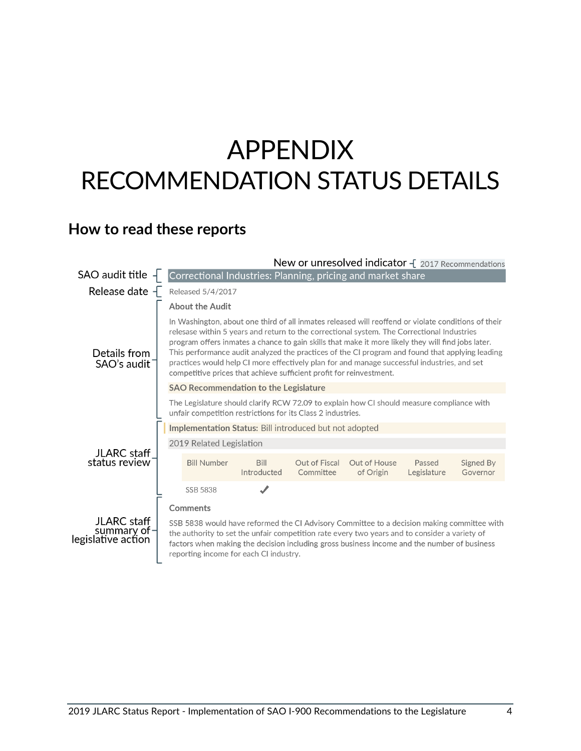// APPENDIX
# RECOMMENDATION STATUS DETAILS

## How to read these reports

New or unresolved indicator — 2017 Recommendations

SAO audit title — **Correctional Industries: Planning, pricing and market share**

Release date — Released 5/4/2017

Details from SAO's audit —

**About the Audit**

In Washington, about one third of all inmates released will reoffend or violate conditions of their release within 5 years and return to the correctional system. The Correctional Industries program offers inmates a chance to gain skills that make it more likely they will find jobs later. This performance audit analyzed the practices of the CI program and found that applying leading practices would help CI more effectively plan for and manage successful industries, and set competitive prices that achieve sufficient profit for reinvestment.

**SAO Recommendation to the Legislature**

The Legislature should clarify RCW 72.09 to explain how CI should measure compliance with unfair competition restrictions for its Class 2 industries.

JLARC staff status review —

**Implementation Status:** Bill introduced but not adopted

2019 Related Legislation

| Bill Number | Bill Introduced | Out of Fiscal Committee | Out of House of Origin | Passed Legislature | Signed By Governor |
|---|---|---|---|---|---|
| SSB 5838 | ✓ | | | | |

JLARC staff summary of legislative action —

**Comments**

SSB 5838 would have reformed the CI Advisory Committee to a decision making committee with the authority to set the unfair competition rate every two years and to consider a variety of factors when making the decision including gross business income and the number of business reporting income for each CI industry.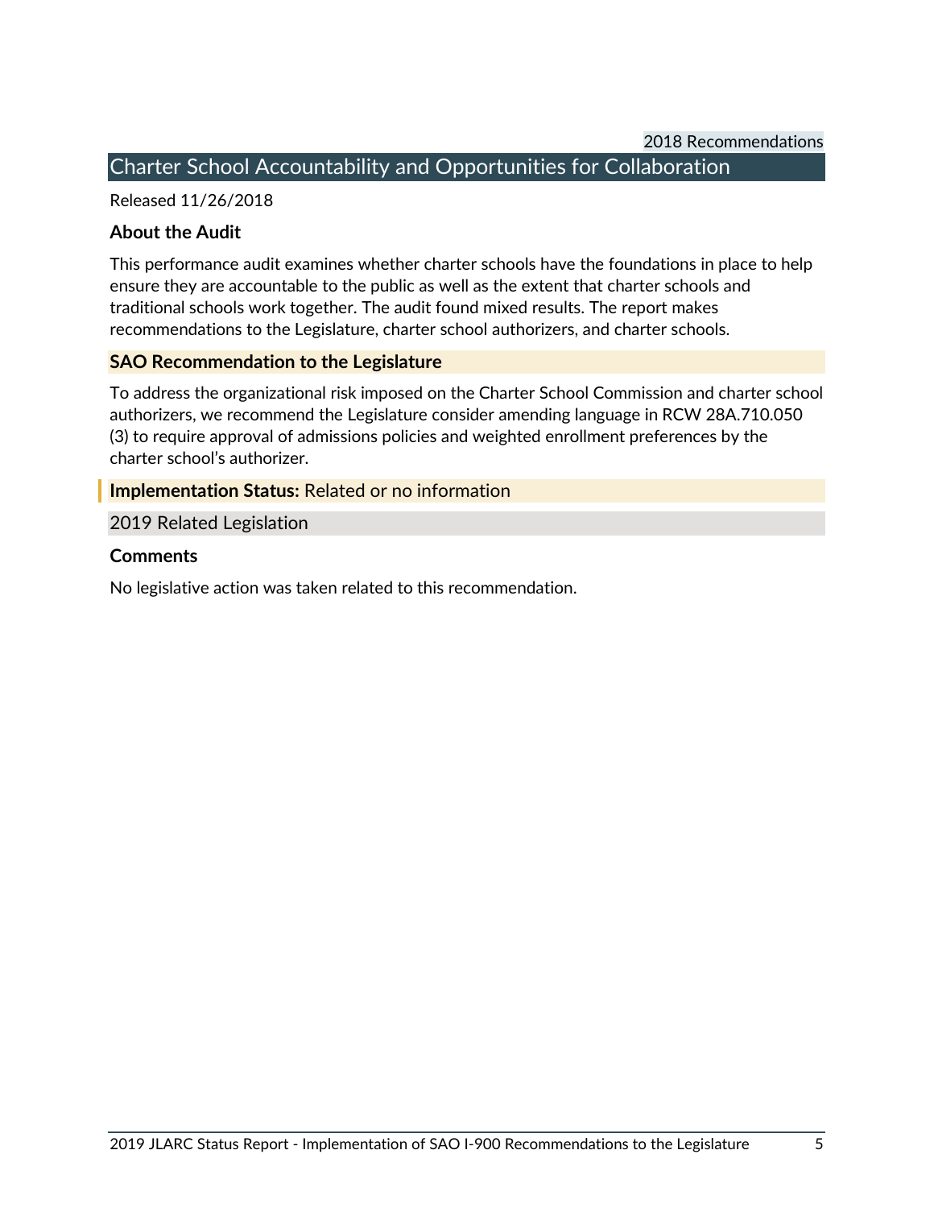2018 Recommendations

## Charter School Accountability and Opportunities for Collaboration

Released 11/26/2018

### About the Audit

This performance audit examines whether charter schools have the foundations in place to help ensure they are accountable to the public as well as the extent that charter schools and traditional schools work together. The audit found mixed results. The report makes recommendations to the Legislature, charter school authorizers, and charter schools.

### SAO Recommendation to the Legislature

To address the organizational risk imposed on the Charter School Commission and charter school authorizers, we recommend the Legislature consider amending language in RCW 28A.710.050 (3) to require approval of admissions policies and weighted enrollment preferences by the charter school's authorizer.

**Implementation Status:** Related or no information

2019 Related Legislation

### Comments

No legislative action was taken related to this recommendation.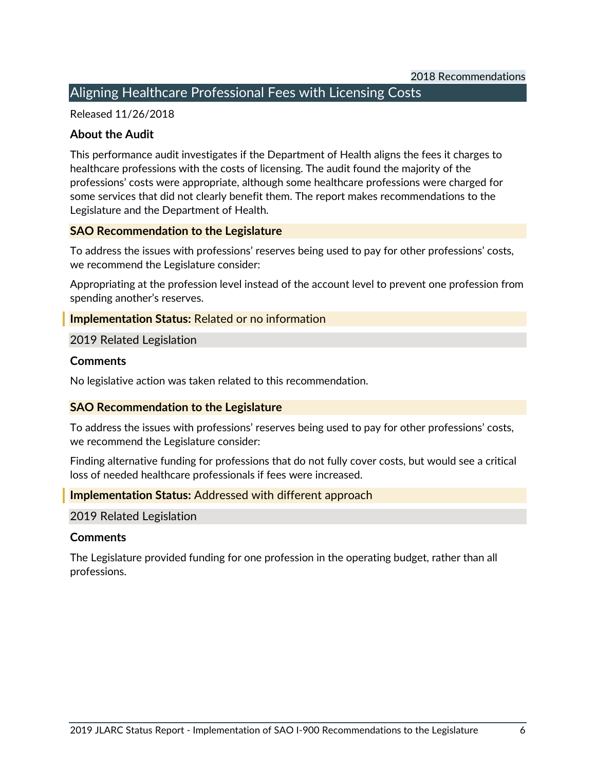2018 Recommendations

## Aligning Healthcare Professional Fees with Licensing Costs

Released 11/26/2018

### About the Audit

This performance audit investigates if the Department of Health aligns the fees it charges to healthcare professions with the costs of licensing. The audit found the majority of the professions' costs were appropriate, although some healthcare professions were charged for some services that did not clearly benefit them. The report makes recommendations to the Legislature and the Department of Health.

### SAO Recommendation to the Legislature

To address the issues with professions' reserves being used to pay for other professions' costs, we recommend the Legislature consider:

Appropriating at the profession level instead of the account level to prevent one profession from spending another's reserves.

**Implementation Status:** Related or no information

2019 Related Legislation

**Comments**

No legislative action was taken related to this recommendation.

### SAO Recommendation to the Legislature

To address the issues with professions' reserves being used to pay for other professions' costs, we recommend the Legislature consider:

Finding alternative funding for professions that do not fully cover costs, but would see a critical loss of needed healthcare professionals if fees were increased.

**Implementation Status:** Addressed with different approach

2019 Related Legislation

**Comments**

The Legislature provided funding for one profession in the operating budget, rather than all professions.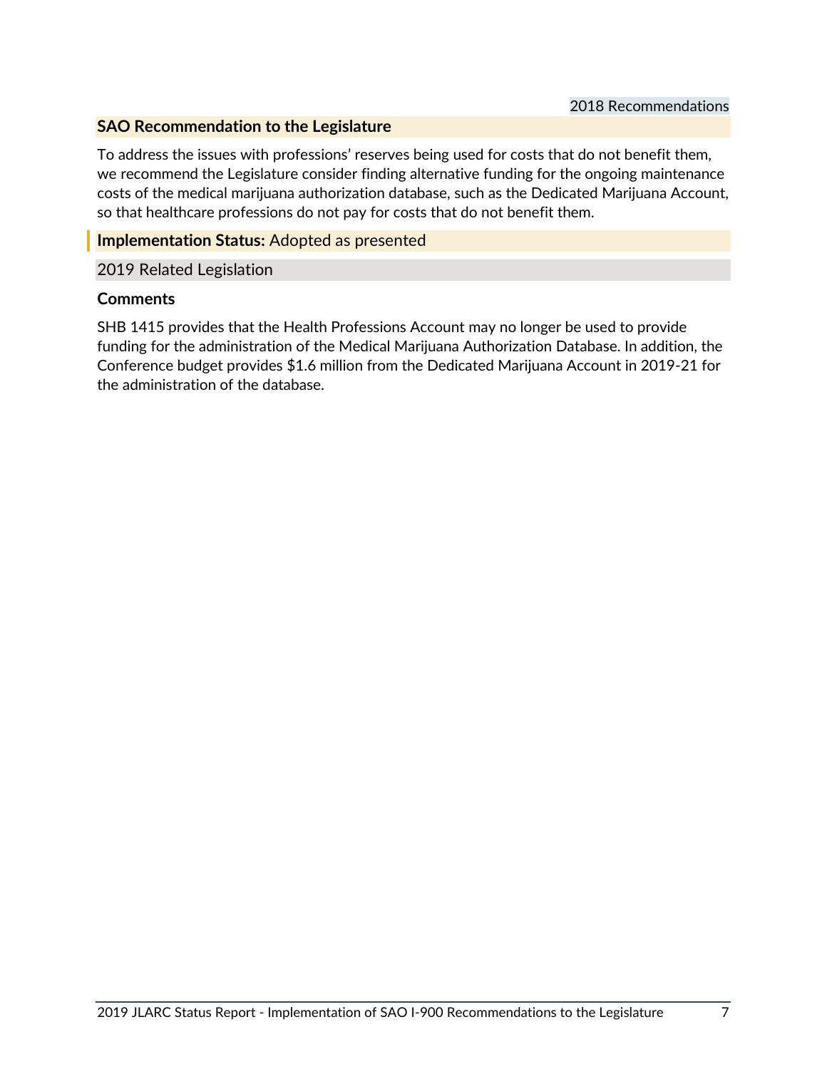2018 Recommendations

**SAO Recommendation to the Legislature**

To address the issues with professions' reserves being used for costs that do not benefit them, we recommend the Legislature consider finding alternative funding for the ongoing maintenance costs of the medical marijuana authorization database, such as the Dedicated Marijuana Account, so that healthcare professions do not pay for costs that do not benefit them.

**Implementation Status:** Adopted as presented

2019 Related Legislation

**Comments**

SHB 1415 provides that the Health Professions Account may no longer be used to provide funding for the administration of the Medical Marijuana Authorization Database. In addition, the Conference budget provides $1.6 million from the Dedicated Marijuana Account in 2019-21 for the administration of the database.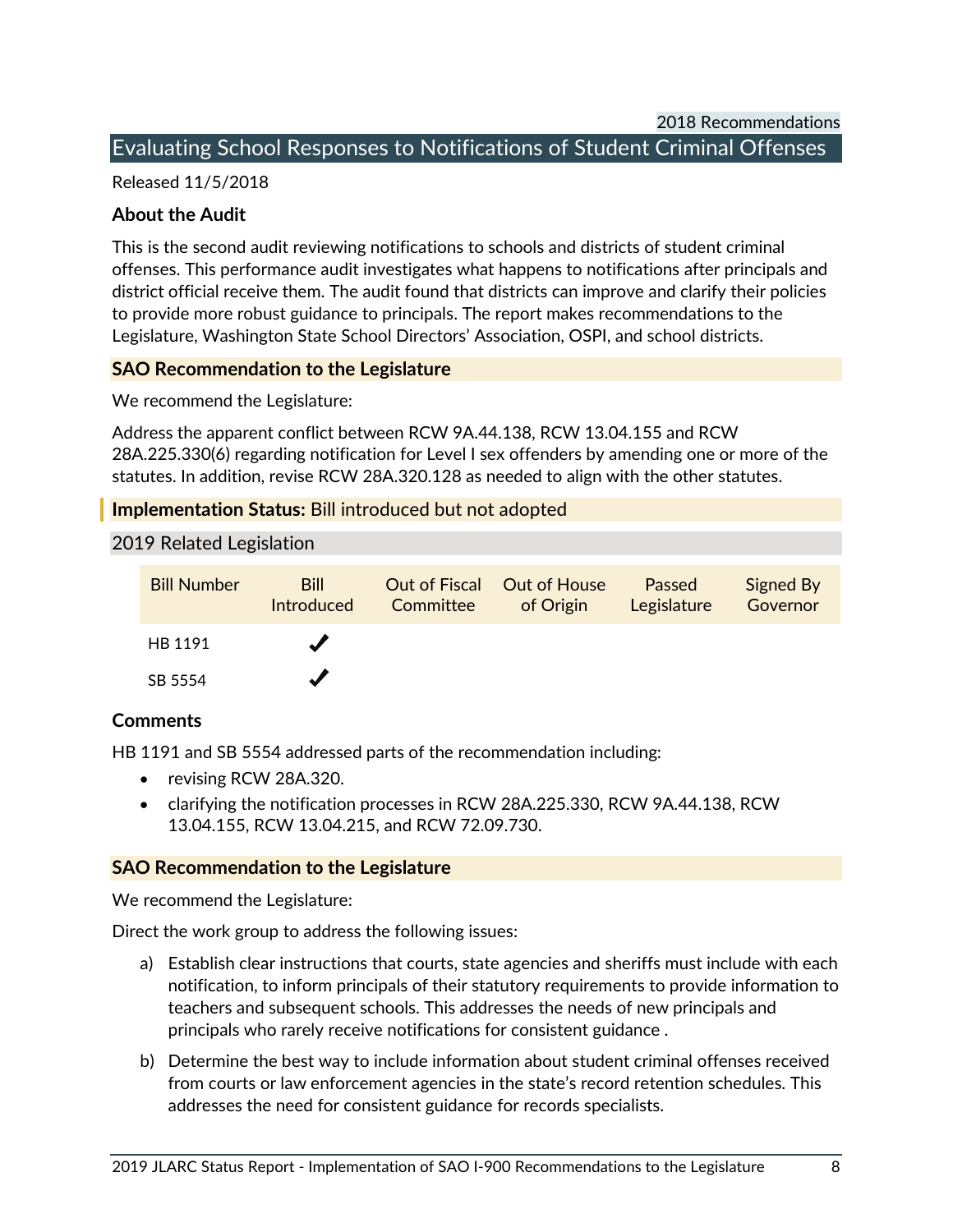2018 Recommendations

## Evaluating School Responses to Notifications of Student Criminal Offenses

Released 11/5/2018

### About the Audit

This is the second audit reviewing notifications to schools and districts of student criminal offenses. This performance audit investigates what happens to notifications after principals and district official receive them. The audit found that districts can improve and clarify their policies to provide more robust guidance to principals. The report makes recommendations to the Legislature, Washington State School Directors' Association, OSPI, and school districts.

### SAO Recommendation to the Legislature

We recommend the Legislature:

Address the apparent conflict between RCW 9A.44.138, RCW 13.04.155 and RCW 28A.225.330(6) regarding notification for Level I sex offenders by amending one or more of the statutes. In addition, revise RCW 28A.320.128 as needed to align with the other statutes.

**Implementation Status:** Bill introduced but not adopted

2019 Related Legislation

| Bill Number | Bill Introduced | Out of Fiscal Committee | Out of House of Origin | Passed Legislature | Signed By Governor |
|---|---|---|---|---|---|
| HB 1191 | ✓ | | | | |
| SB 5554 | ✓ | | | | |

### Comments

HB 1191 and SB 5554 addressed parts of the recommendation including:

- revising RCW 28A.320.
- clarifying the notification processes in RCW 28A.225.330, RCW 9A.44.138, RCW 13.04.155, RCW 13.04.215, and RCW 72.09.730.

### SAO Recommendation to the Legislature

We recommend the Legislature:

Direct the work group to address the following issues:

a) Establish clear instructions that courts, state agencies and sheriffs must include with each notification, to inform principals of their statutory requirements to provide information to teachers and subsequent schools. This addresses the needs of new principals and principals who rarely receive notifications for consistent guidance .

b) Determine the best way to include information about student criminal offenses received from courts or law enforcement agencies in the state's record retention schedules. This addresses the need for consistent guidance for records specialists.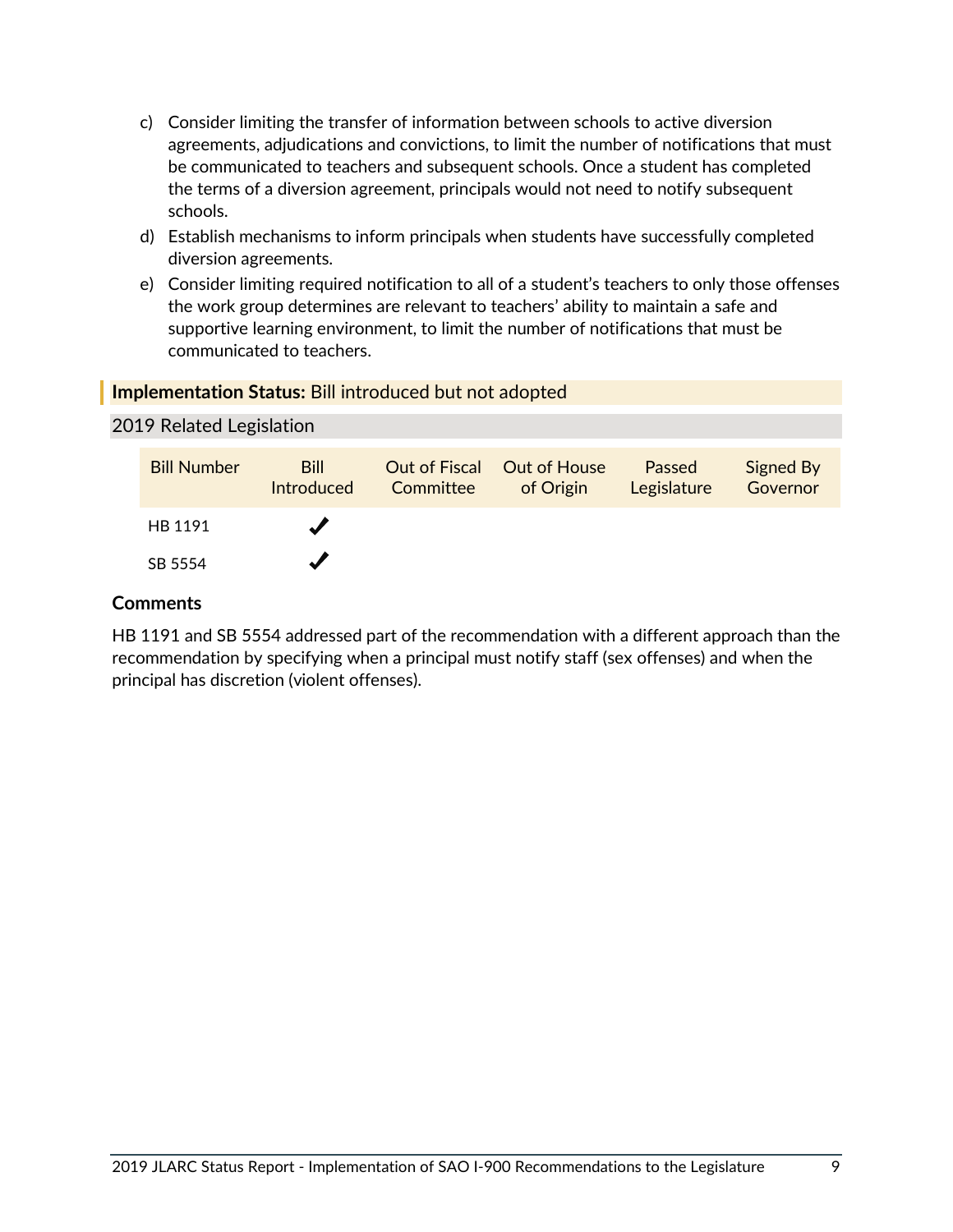c) Consider limiting the transfer of information between schools to active diversion agreements, adjudications and convictions, to limit the number of notifications that must be communicated to teachers and subsequent schools. Once a student has completed the terms of a diversion agreement, principals would not need to notify subsequent schools.

d) Establish mechanisms to inform principals when students have successfully completed diversion agreements.

e) Consider limiting required notification to all of a student's teachers to only those offenses the work group determines are relevant to teachers' ability to maintain a safe and supportive learning environment, to limit the number of notifications that must be communicated to teachers.

**Implementation Status:** Bill introduced but not adopted

2019 Related Legislation

| Bill Number | Bill Introduced | Out of Fiscal Committee | Out of House of Origin | Passed Legislature | Signed By Governor |
|---|---|---|---|---|---|
| HB 1191 | ✓ | | | | |
| SB 5554 | ✓ | | | | |

**Comments**

HB 1191 and SB 5554 addressed part of the recommendation with a different approach than the recommendation by specifying when a principal must notify staff (sex offenses) and when the principal has discretion (violent offenses).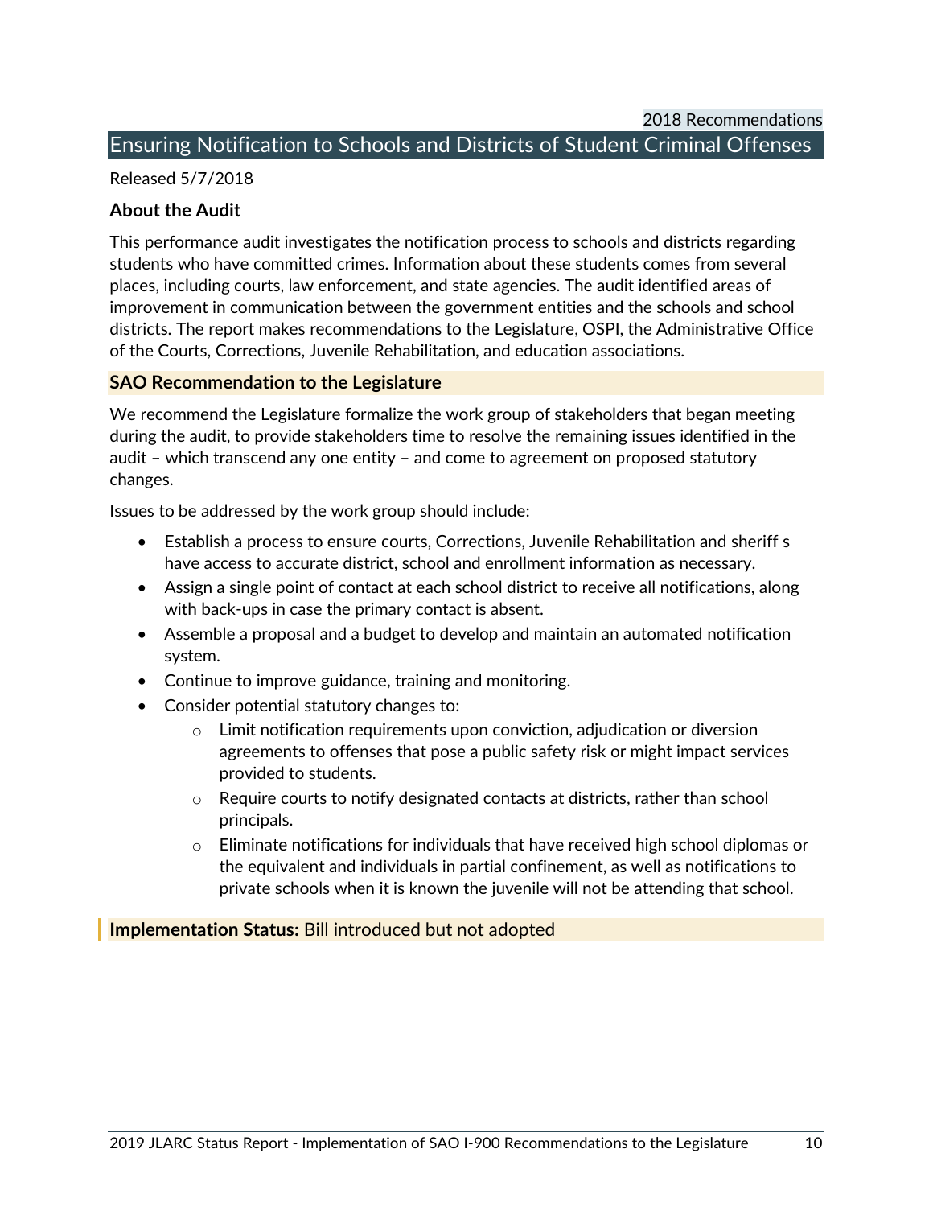2018 Recommendations

## Ensuring Notification to Schools and Districts of Student Criminal Offenses

Released 5/7/2018

### About the Audit

This performance audit investigates the notification process to schools and districts regarding students who have committed crimes. Information about these students comes from several places, including courts, law enforcement, and state agencies. The audit identified areas of improvement in communication between the government entities and the schools and school districts. The report makes recommendations to the Legislature, OSPI, the Administrative Office of the Courts, Corrections, Juvenile Rehabilitation, and education associations.

### SAO Recommendation to the Legislature

We recommend the Legislature formalize the work group of stakeholders that began meeting during the audit, to provide stakeholders time to resolve the remaining issues identified in the audit – which transcend any one entity – and come to agreement on proposed statutory changes.

Issues to be addressed by the work group should include:

- Establish a process to ensure courts, Corrections, Juvenile Rehabilitation and sheriff s have access to accurate district, school and enrollment information as necessary.
- Assign a single point of contact at each school district to receive all notifications, along with back-ups in case the primary contact is absent.
- Assemble a proposal and a budget to develop and maintain an automated notification system.
- Continue to improve guidance, training and monitoring.
- Consider potential statutory changes to:
  - Limit notification requirements upon conviction, adjudication or diversion agreements to offenses that pose a public safety risk or might impact services provided to students.
  - Require courts to notify designated contacts at districts, rather than school principals.
  - Eliminate notifications for individuals that have received high school diplomas or the equivalent and individuals in partial confinement, as well as notifications to private schools when it is known the juvenile will not be attending that school.

**Implementation Status:** Bill introduced but not adopted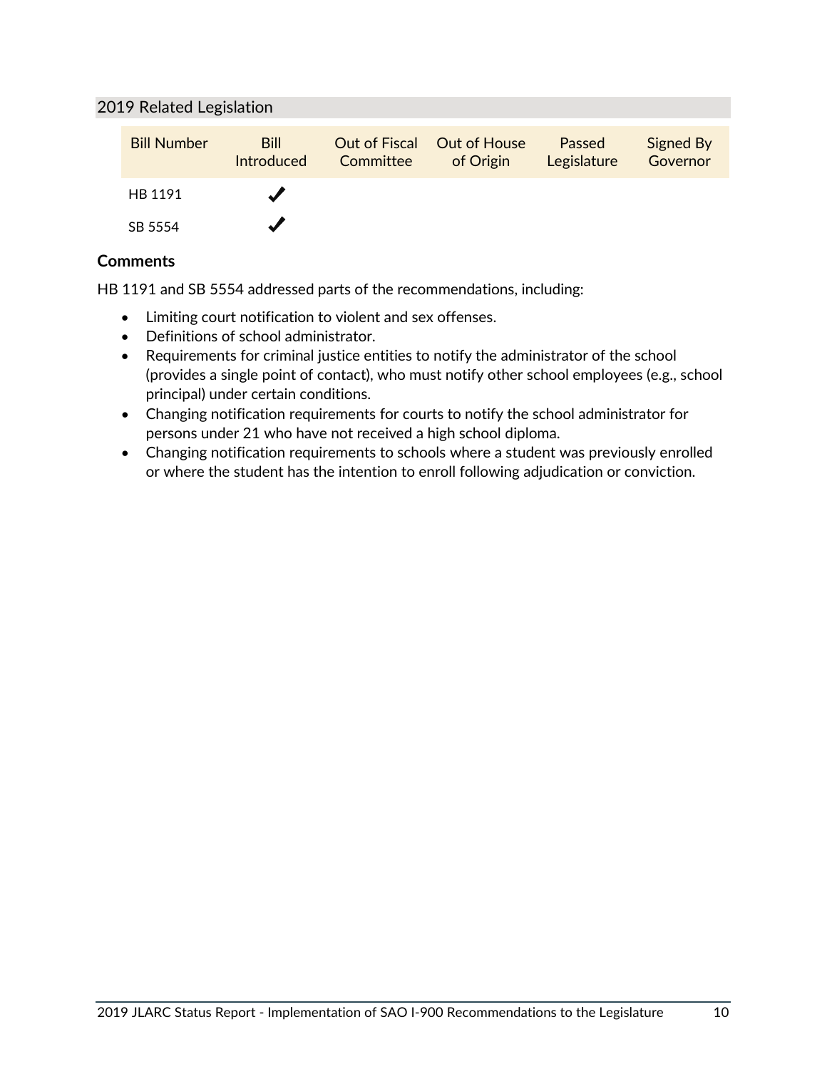## 2019 Related Legislation

| Bill Number | Bill Introduced | Out of Fiscal Committee | Out of House of Origin | Passed Legislature | Signed By Governor |
|---|---|---|---|---|---|
| HB 1191 | ✔ | | | | |
| SB 5554 | ✔ | | | | |

### Comments

HB 1191 and SB 5554 addressed parts of the recommendations, including:

- Limiting court notification to violent and sex offenses.
- Definitions of school administrator.
- Requirements for criminal justice entities to notify the administrator of the school (provides a single point of contact), who must notify other school employees (e.g., school principal) under certain conditions.
- Changing notification requirements for courts to notify the school administrator for persons under 21 who have not received a high school diploma.
- Changing notification requirements to schools where a student was previously enrolled or where the student has the intention to enroll following adjudication or conviction.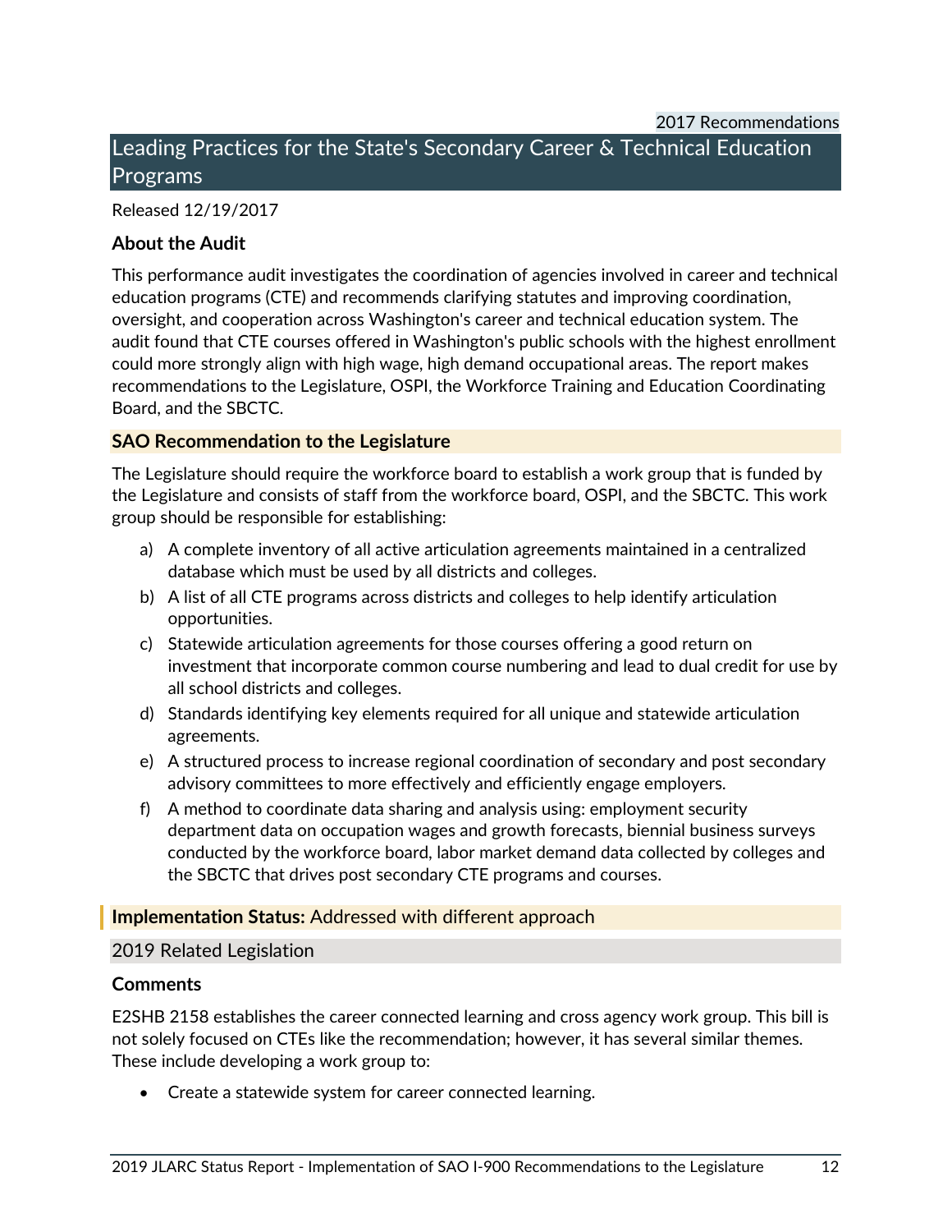2017 Recommendations

## Leading Practices for the State's Secondary Career & Technical Education Programs

Released 12/19/2017

### About the Audit

This performance audit investigates the coordination of agencies involved in career and technical education programs (CTE) and recommends clarifying statutes and improving coordination, oversight, and cooperation across Washington's career and technical education system. The audit found that CTE courses offered in Washington's public schools with the highest enrollment could more strongly align with high wage, high demand occupational areas. The report makes recommendations to the Legislature, OSPI, the Workforce Training and Education Coordinating Board, and the SBCTC.

### SAO Recommendation to the Legislature

The Legislature should require the workforce board to establish a work group that is funded by the Legislature and consists of staff from the workforce board, OSPI, and the SBCTC. This work group should be responsible for establishing:

a) A complete inventory of all active articulation agreements maintained in a centralized database which must be used by all districts and colleges.
b) A list of all CTE programs across districts and colleges to help identify articulation opportunities.
c) Statewide articulation agreements for those courses offering a good return on investment that incorporate common course numbering and lead to dual credit for use by all school districts and colleges.
d) Standards identifying key elements required for all unique and statewide articulation agreements.
e) A structured process to increase regional coordination of secondary and post secondary advisory committees to more effectively and efficiently engage employers.
f) A method to coordinate data sharing and analysis using: employment security department data on occupation wages and growth forecasts, biennial business surveys conducted by the workforce board, labor market demand data collected by colleges and the SBCTC that drives post secondary CTE programs and courses.

**Implementation Status:** Addressed with different approach

2019 Related Legislation

### Comments

E2SHB 2158 establishes the career connected learning and cross agency work group. This bill is not solely focused on CTEs like the recommendation; however, it has several similar themes. These include developing a work group to:

- Create a statewide system for career connected learning.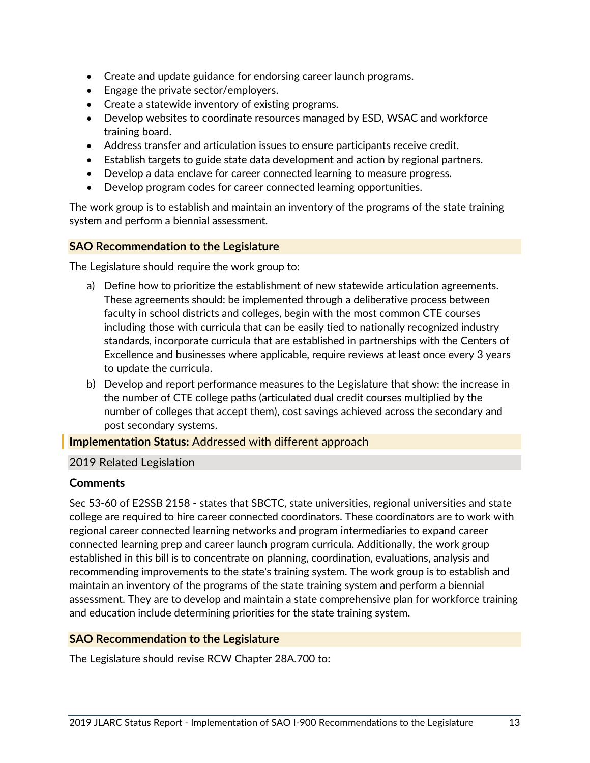- Create and update guidance for endorsing career launch programs.
- Engage the private sector/employers.
- Create a statewide inventory of existing programs.
- Develop websites to coordinate resources managed by ESD, WSAC and workforce training board.
- Address transfer and articulation issues to ensure participants receive credit.
- Establish targets to guide state data development and action by regional partners.
- Develop a data enclave for career connected learning to measure progress.
- Develop program codes for career connected learning opportunities.

The work group is to establish and maintain an inventory of the programs of the state training system and perform a biennial assessment.

### SAO Recommendation to the Legislature

The Legislature should require the work group to:

a) Define how to prioritize the establishment of new statewide articulation agreements. These agreements should: be implemented through a deliberative process between faculty in school districts and colleges, begin with the most common CTE courses including those with curricula that can be easily tied to nationally recognized industry standards, incorporate curricula that are established in partnerships with the Centers of Excellence and businesses where applicable, require reviews at least once every 3 years to update the curricula.
b) Develop and report performance measures to the Legislature that show: the increase in the number of CTE college paths (articulated dual credit courses multiplied by the number of colleges that accept them), cost savings achieved across the secondary and post secondary systems.

**Implementation Status:** Addressed with different approach

2019 Related Legislation

**Comments**

Sec 53-60 of E2SSB 2158 - states that SBCTC, state universities, regional universities and state college are required to hire career connected coordinators. These coordinators are to work with regional career connected learning networks and program intermediaries to expand career connected learning prep and career launch program curricula. Additionally, the work group established in this bill is to concentrate on planning, coordination, evaluations, analysis and recommending improvements to the state's training system. The work group is to establish and maintain an inventory of the programs of the state training system and perform a biennial assessment. They are to develop and maintain a state comprehensive plan for workforce training and education include determining priorities for the state training system.

### SAO Recommendation to the Legislature

The Legislature should revise RCW Chapter 28A.700 to: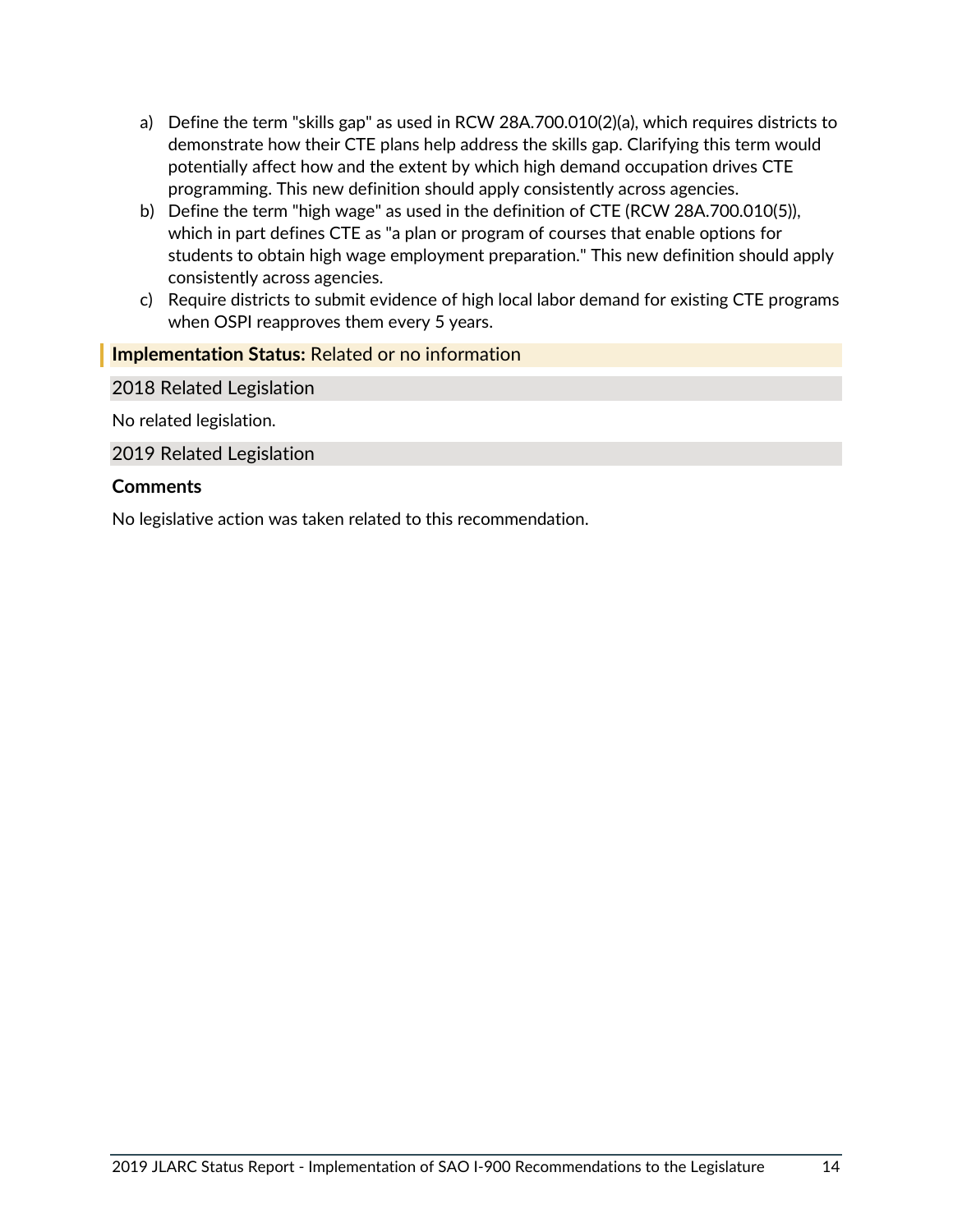a) Define the term "skills gap" as used in RCW 28A.700.010(2)(a), which requires districts to demonstrate how their CTE plans help address the skills gap. Clarifying this term would potentially affect how and the extent by which high demand occupation drives CTE programming. This new definition should apply consistently across agencies.

b) Define the term "high wage" as used in the definition of CTE (RCW 28A.700.010(5)), which in part defines CTE as "a plan or program of courses that enable options for students to obtain high wage employment preparation." This new definition should apply consistently across agencies.

c) Require districts to submit evidence of high local labor demand for existing CTE programs when OSPI reapproves them every 5 years.

**Implementation Status:** Related or no information

2018 Related Legislation

No related legislation.

2019 Related Legislation

**Comments**

No legislative action was taken related to this recommendation.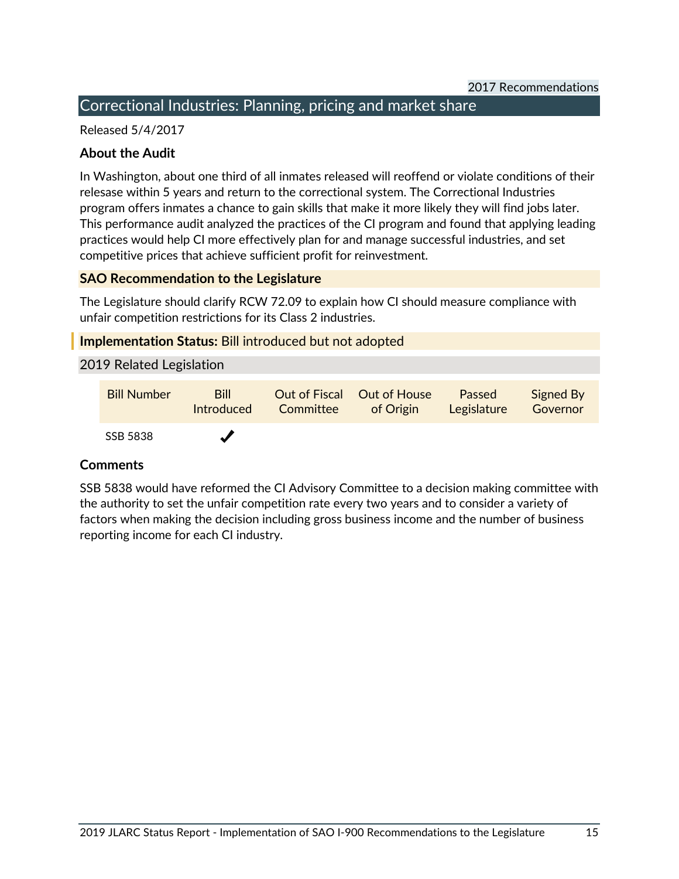2017 Recommendations

## Correctional Industries: Planning, pricing and market share

Released 5/4/2017

### About the Audit

In Washington, about one third of all inmates released will reoffend or violate conditions of their release within 5 years and return to the correctional system. The Correctional Industries program offers inmates a chance to gain skills that make it more likely they will find jobs later. This performance audit analyzed the practices of the CI program and found that applying leading practices would help CI more effectively plan for and manage successful industries, and set competitive prices that achieve sufficient profit for reinvestment.

### SAO Recommendation to the Legislature

The Legislature should clarify RCW 72.09 to explain how CI should measure compliance with unfair competition restrictions for its Class 2 industries.

**Implementation Status:** Bill introduced but not adopted

2019 Related Legislation

| Bill Number | Bill Introduced | Out of Fiscal Committee | Out of House of Origin | Passed Legislature | Signed By Governor |
|---|---|---|---|---|---|
| SSB 5838 | ✓ | | | | |

### Comments

SSB 5838 would have reformed the CI Advisory Committee to a decision making committee with the authority to set the unfair competition rate every two years and to consider a variety of factors when making the decision including gross business income and the number of business reporting income for each CI industry.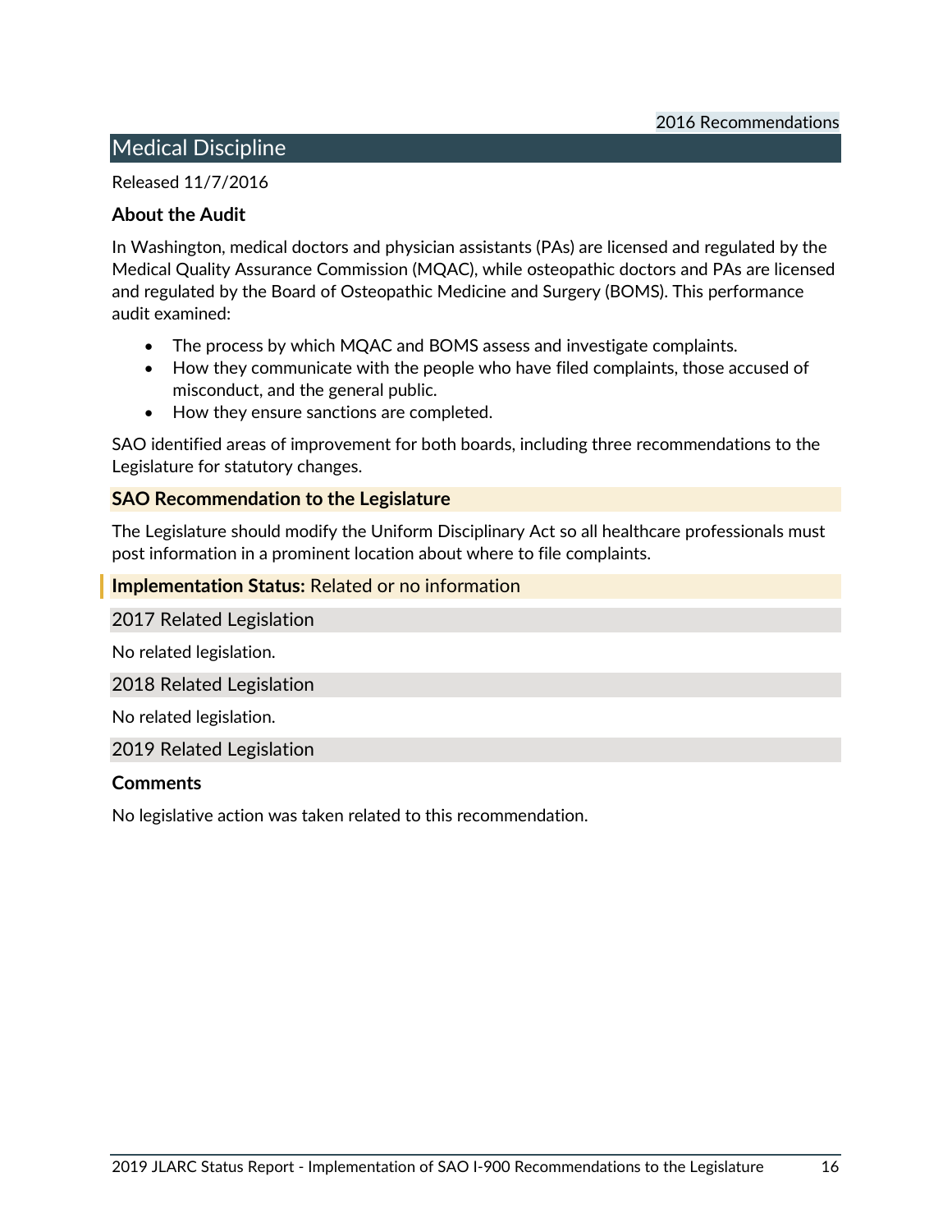2016 Recommendations

## Medical Discipline

Released 11/7/2016

**About the Audit**

In Washington, medical doctors and physician assistants (PAs) are licensed and regulated by the Medical Quality Assurance Commission (MQAC), while osteopathic doctors and PAs are licensed and regulated by the Board of Osteopathic Medicine and Surgery (BOMS). This performance audit examined:

- The process by which MQAC and BOMS assess and investigate complaints.
- How they communicate with the people who have filed complaints, those accused of misconduct, and the general public.
- How they ensure sanctions are completed.

SAO identified areas of improvement for both boards, including three recommendations to the Legislature for statutory changes.

**SAO Recommendation to the Legislature**

The Legislature should modify the Uniform Disciplinary Act so all healthcare professionals must post information in a prominent location about where to file complaints.

**Implementation Status:** Related or no information

### 2017 Related Legislation

No related legislation.

### 2018 Related Legislation

No related legislation.

### 2019 Related Legislation

**Comments**

No legislative action was taken related to this recommendation.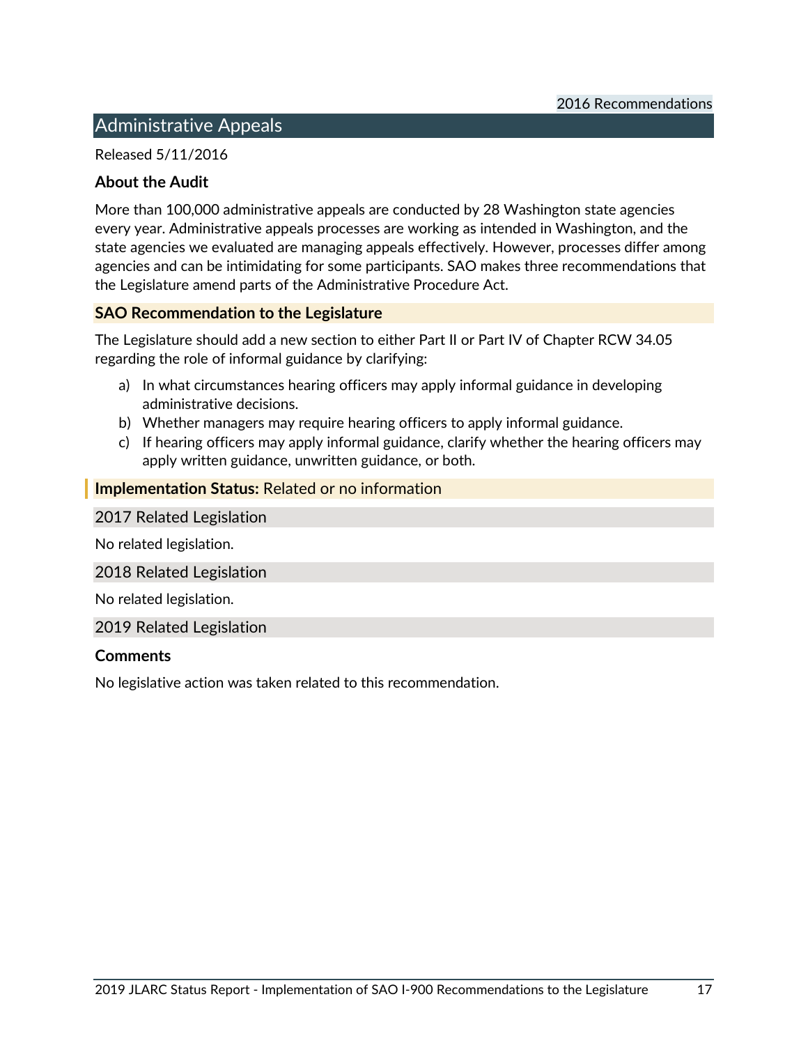## Administrative Appeals

Released 5/11/2016

**About the Audit**

More than 100,000 administrative appeals are conducted by 28 Washington state agencies every year. Administrative appeals processes are working as intended in Washington, and the state agencies we evaluated are managing appeals effectively. However, processes differ among agencies and can be intimidating for some participants. SAO makes three recommendations that the Legislature amend parts of the Administrative Procedure Act.

**SAO Recommendation to the Legislature**

The Legislature should add a new section to either Part II or Part IV of Chapter RCW 34.05 regarding the role of informal guidance by clarifying:

a) In what circumstances hearing officers may apply informal guidance in developing administrative decisions.
b) Whether managers may require hearing officers to apply informal guidance.
c) If hearing officers may apply informal guidance, clarify whether the hearing officers may apply written guidance, unwritten guidance, or both.

**Implementation Status:** Related or no information

2017 Related Legislation

No related legislation.

2018 Related Legislation

No related legislation.

2019 Related Legislation

**Comments**

No legislative action was taken related to this recommendation.